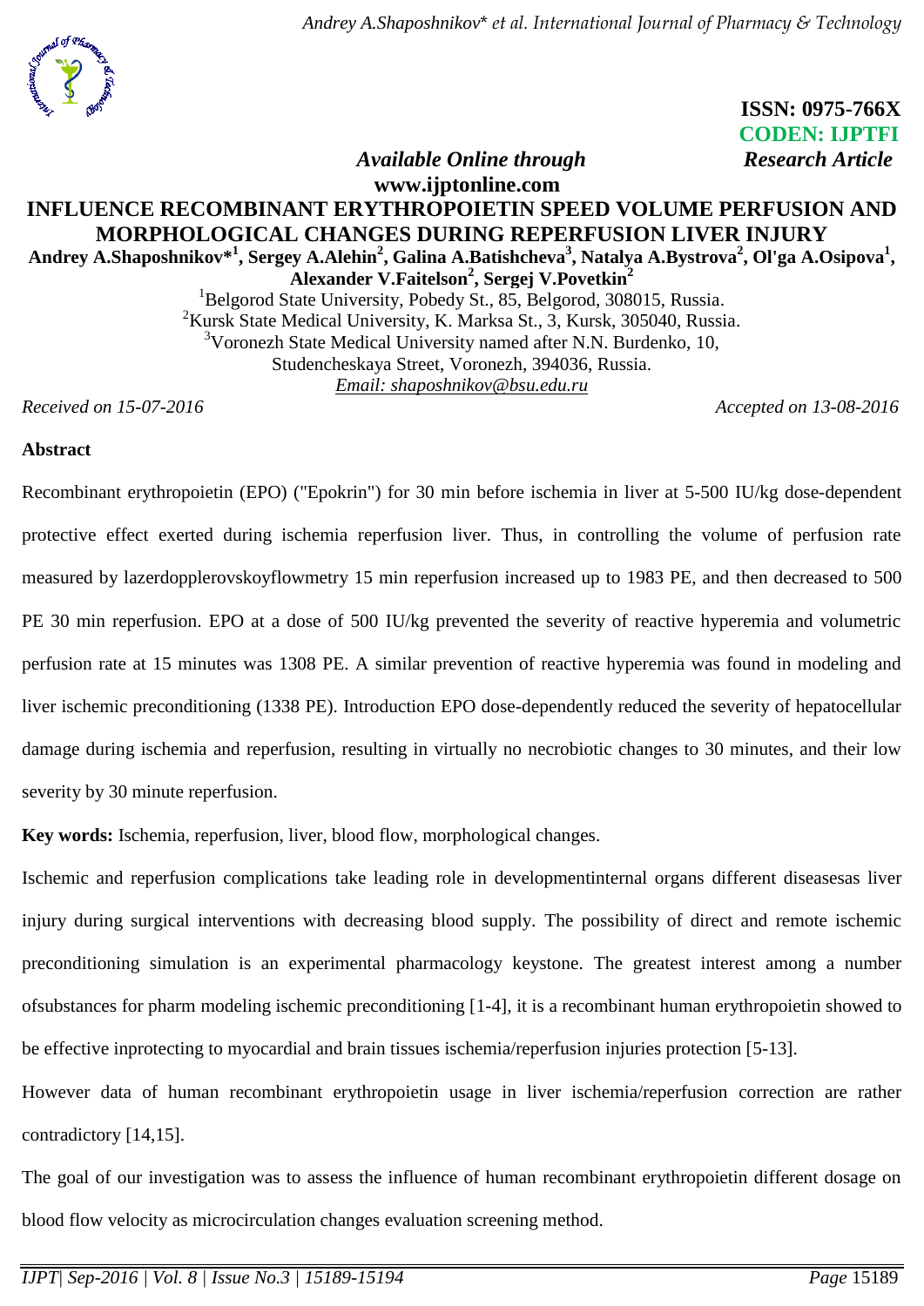ISSN: 0975-766X
CODEN: IJPTFI

*Available Online through* **www.ijptonline.com** *Research Article*

# INFLUENCE RECOMBINANT ERYTHROPOIETIN SPEED VOLUME PERFUSION AND MORPHOLOGICAL CHANGES DURING REPERFUSION LIVER INJURY

**Andrey A.Shaposhnikov*[1], Sergey A.Alehin[2], Galina A.Batishcheva[3], Natalya A.Bystrova[2], Ol'ga A.Osipova[1], Alexander V.Faitelson[2], Sergej V.Povetkin[2]**

[1]Belgorod State University, Pobedy St., 85, Belgorod, 308015, Russia.
[2]Kursk State Medical University, K. Marksa St., 3, Kursk, 305040, Russia.
[3]Voronezh State Medical University named after N.N. Burdenko, 10, Studencheskaya Street, Voronezh, 394036, Russia.
*Email: shaposhnikov@bsu.edu.ru*

*Received on 15-07-2016* *Accepted on 13-08-2016*

**Abstract**

Recombinant erythropoietin (EPO) ("Epokrin") for 30 min before ischemia in liver at 5-500 IU/kg dose-dependent protective effect exerted during ischemia reperfusion liver. Thus, in controlling the volume of perfusion rate measured by lazerdopplerovskoyflowmetry 15 min reperfusion increased up to 1983 PE, and then decreased to 500 PE 30 min reperfusion. EPO at a dose of 500 IU/kg prevented the severity of reactive hyperemia and volumetric perfusion rate at 15 minutes was 1308 PE. A similar prevention of reactive hyperemia was found in modeling and liver ischemic preconditioning (1338 PE). Introduction EPO dose-dependently reduced the severity of hepatocellular damage during ischemia and reperfusion, resulting in virtually no necrobiotic changes to 30 minutes, and their low severity by 30 minute reperfusion.

**Key words:** Ischemia, reperfusion, liver, blood flow, morphological changes.

Ischemic and reperfusion complications take leading role in developmentinternal organs different diseasesas liver injury during surgical interventions with decreasing blood supply. The possibility of direct and remote ischemic preconditioning simulation is an experimental pharmacology keystone. The greatest interest among a number ofsubstances for pharm modeling ischemic preconditioning [1-4], it is a recombinant human erythropoietin showed to be effective inprotecting to myocardial and brain tissues ischemia/reperfusion injuries protection [5-13].

However data of human recombinant erythropoietin usage in liver ischemia/reperfusion correction are rather contradictory [14,15].

The goal of our investigation was to assess the influence of human recombinant erythropoietin different dosage on blood flow velocity as microcirculation changes evaluation screening method.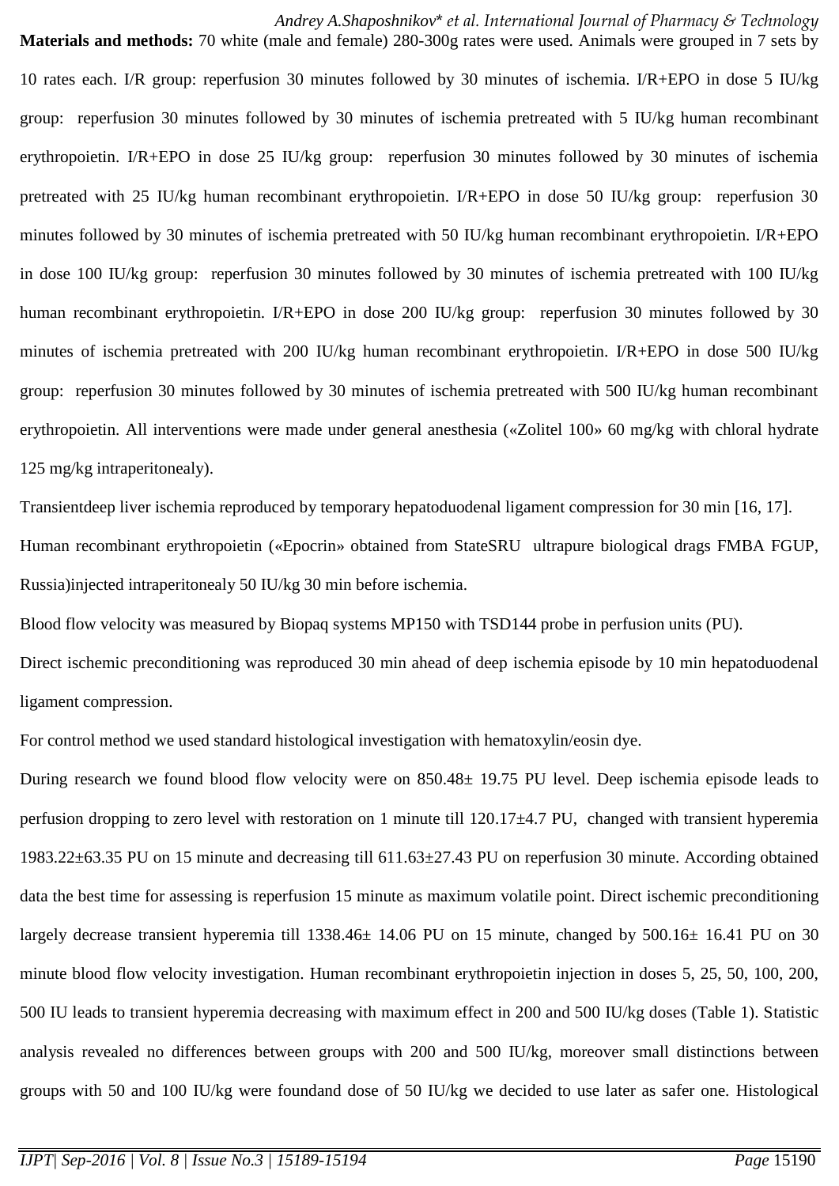**Materials and methods:** 70 white (male and female) 280-300g rates were used. Animals were grouped in 7 sets by 10 rates each. I/R group: reperfusion 30 minutes followed by 30 minutes of ischemia. I/R+EPO in dose 5 IU/kg group: reperfusion 30 minutes followed by 30 minutes of ischemia pretreated with 5 IU/kg human recombinant erythropoietin. I/R+EPO in dose 25 IU/kg group: reperfusion 30 minutes followed by 30 minutes of ischemia pretreated with 25 IU/kg human recombinant erythropoietin. I/R+EPO in dose 50 IU/kg group: reperfusion 30 minutes followed by 30 minutes of ischemia pretreated with 50 IU/kg human recombinant erythropoietin. I/R+EPO in dose 100 IU/kg group: reperfusion 30 minutes followed by 30 minutes of ischemia pretreated with 100 IU/kg human recombinant erythropoietin. I/R+EPO in dose 200 IU/kg group: reperfusion 30 minutes followed by 30 minutes of ischemia pretreated with 200 IU/kg human recombinant erythropoietin. I/R+EPO in dose 500 IU/kg group: reperfusion 30 minutes followed by 30 minutes of ischemia pretreated with 500 IU/kg human recombinant erythropoietin. All interventions were made under general anesthesia («Zolitel 100» 60 mg/kg with chloral hydrate 125 mg/kg intraperitonealy).

Transientdeep liver ischemia reproduced by temporary hepatoduodenal ligament compression for 30 min [16, 17].

Human recombinant erythropoietin («Epocrin» obtained from StateSRU ultrapure biological drags FMBA FGUP, Russia)injected intraperitonealy 50 IU/kg 30 min before ischemia.

Blood flow velocity was measured by Biopaq systems MP150 with TSD144 probe in perfusion units (PU).

Direct ischemic preconditioning was reproduced 30 min ahead of deep ischemia episode by 10 min hepatoduodenal ligament compression.

For control method we used standard histological investigation with hematoxylin/eosin dye.

During research we found blood flow velocity were on 850.48± 19.75 PU level. Deep ischemia episode leads to perfusion dropping to zero level with restoration on 1 minute till 120.17±4.7 PU, changed with transient hyperemia 1983.22±63.35 PU on 15 minute and decreasing till 611.63±27.43 PU on reperfusion 30 minute. According obtained data the best time for assessing is reperfusion 15 minute as maximum volatile point. Direct ischemic preconditioning largely decrease transient hyperemia till 1338.46± 14.06 PU on 15 minute, changed by 500.16± 16.41 PU on 30 minute blood flow velocity investigation. Human recombinant erythropoietin injection in doses 5, 25, 50, 100, 200, 500 IU leads to transient hyperemia decreasing with maximum effect in 200 and 500 IU/kg doses (Table 1). Statistic analysis revealed no differences between groups with 200 and 500 IU/kg, moreover small distinctions between groups with 50 and 100 IU/kg were foundand dose of 50 IU/kg we decided to use later as safer one. Histological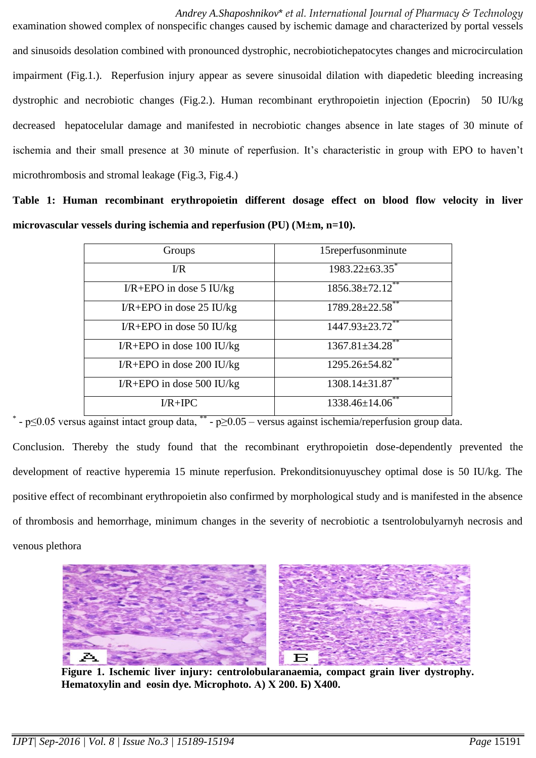examination showed complex of nonspecific changes caused by ischemic damage and characterized by portal vessels and sinusoids desolation combined with pronounced dystrophic, necrobiotichepatocytes changes and microcirculation impairment (Fig.1.). Reperfusion injury appear as severe sinusoidal dilation with diapedetic bleeding increasing dystrophic and necrobiotic changes (Fig.2.). Human recombinant erythropoietin injection (Epocrin) 50 IU/kg decreased hepatocelular damage and manifested in necrobiotic changes absence in late stages of 30 minute of ischemia and their small presence at 30 minute of reperfusion. It's characteristic in group with EPO to haven't microthrombosis and stromal leakage (Fig.3, Fig.4.)

**Table 1: Human recombinant erythropoietin different dosage effect on blood flow velocity in liver microvascular vessels during ischemia and reperfusion (PU) (M±m, n=10).**

| Groups | 15reperfusonminute |
|---|---|
| I/R | 1983.22±63.35* |
| I/R+EPO in dose 5 IU/kg | 1856.38±72.12** |
| I/R+EPO in dose 25 IU/kg | 1789.28±22.58** |
| I/R+EPO in dose 50 IU/kg | 1447.93±23.72** |
| I/R+EPO in dose 100 IU/kg | 1367.81±34.28** |
| I/R+EPO in dose 200 IU/kg | 1295.26±54.82** |
| I/R+EPO in dose 500 IU/kg | 1308.14±31.87** |
| I/R+IPC | 1338.46±14.06** |

* - $p \leq 0.05$ versus against intact group data, ** - $p \geq 0.05$ – versus against ischemia/reperfusion group data.

Conclusion. Thereby the study found that the recombinant erythropoietin dose-dependently prevented the development of reactive hyperemia 15 minute reperfusion. Prekonditsionuyuschey optimal dose is 50 IU/kg. The positive effect of recombinant erythropoietin also confirmed by morphological study and is manifested in the absence of thrombosis and hemorrhage, minimum changes in the severity of necrobiotic a tsentrolobulyarnyh necrosis and venous plethora

**Figure 1. Ischemic liver injury: centrolobularanaemia, compact grain liver dystrophy. Hematoxylin and eosin dye. Microphoto. A) X 200. Б) X400.**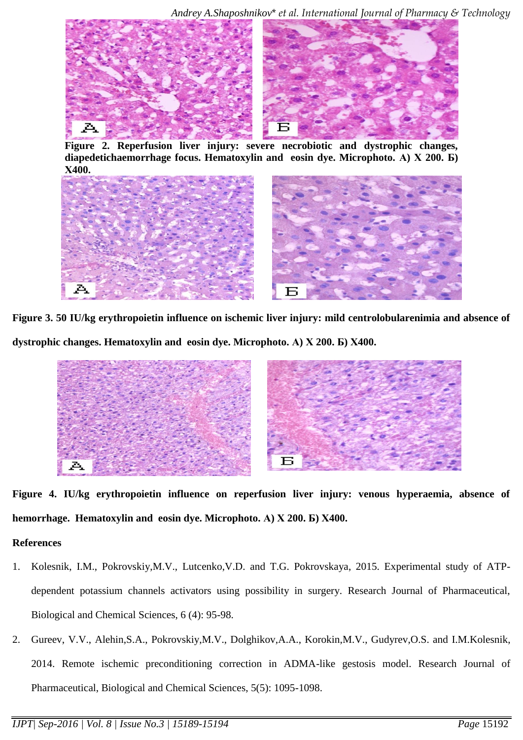**Figure 2. Reperfusion liver injury: severe necrobiotic and dystrophic changes, diapedetichaemorrhage focus. Hematoxylin and eosin dye. Microphoto. A) X 200. Б) X400.**

**Figure 3. 50 IU/kg erythropoietin influence on ischemic liver injury: mild centrolobularenimia and absence of dystrophic changes. Hematoxylin and eosin dye. Microphoto. A) X 200. Б) X400.**

**Figure 4. IU/kg erythropoietin influence on reperfusion liver injury: venous hyperaemia, absence of hemorrhage. Hematoxylin and eosin dye. Microphoto. A) X 200. Б) X400.**

## References

1. Kolesnik, I.M., Pokrovskiy,M.V., Lutcenko,V.D. and T.G. Pokrovskaya, 2015. Experimental study of ATP-dependent potassium channels activators using possibility in surgery. Research Journal of Pharmaceutical, Biological and Chemical Sciences, 6 (4): 95-98.
2. Gureev, V.V., Alehin,S.A., Pokrovskiy,M.V., Dolghikov,A.A., Korokin,M.V., Gudyrev,O.S. and I.M.Kolesnik, 2014. Remote ischemic preconditioning correction in ADMA-like gestosis model. Research Journal of Pharmaceutical, Biological and Chemical Sciences, 5(5): 1095-1098.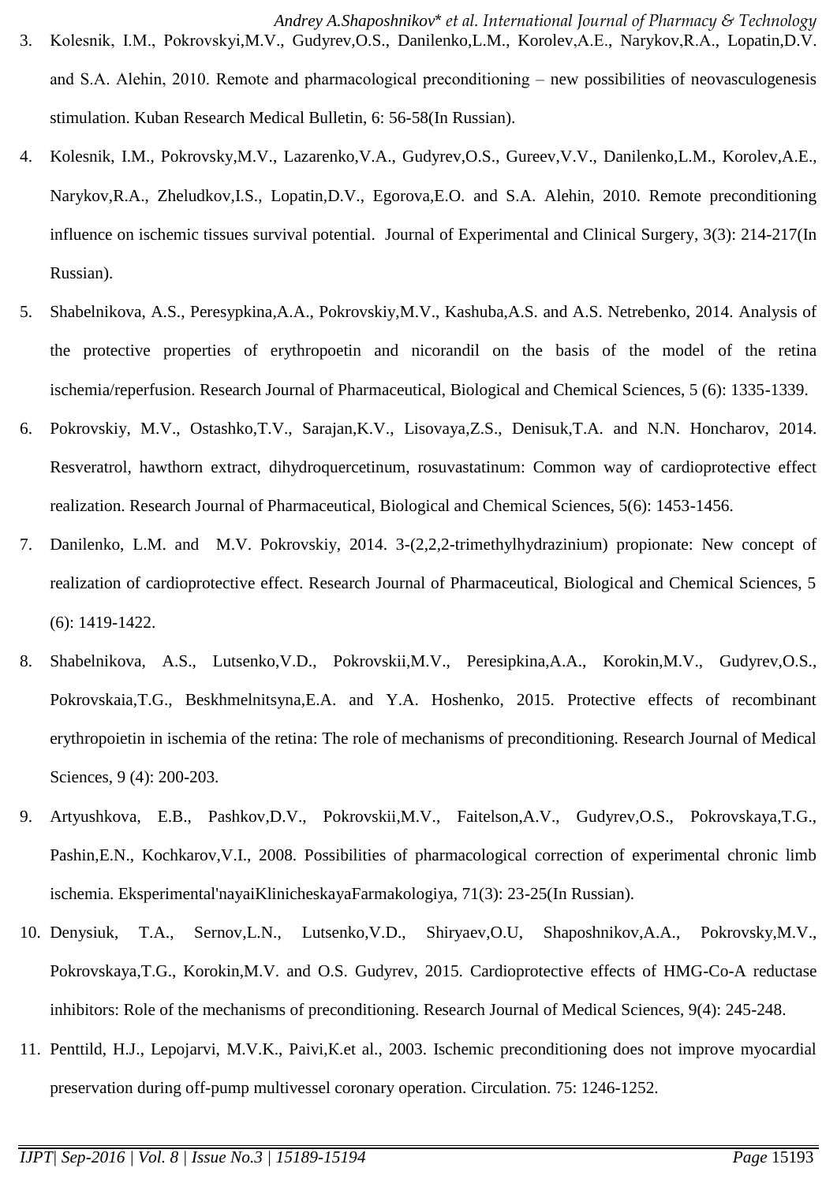3. Kolesnik, I.M., Pokrovskyi,M.V., Gudyrev,O.S., Danilenko,L.M., Korolev,A.E., Narykov,R.A., Lopatin,D.V. and S.A. Alehin, 2010. Remote and pharmacological preconditioning – new possibilities of neovasculogenesis stimulation. Kuban Research Medical Bulletin, 6: 56-58(In Russian).
4. Kolesnik, I.M., Pokrovsky,M.V., Lazarenko,V.A., Gudyrev,O.S., Gureev,V.V., Danilenko,L.M., Korolev,A.E., Narykov,R.A., Zheludkov,I.S., Lopatin,D.V., Egorova,E.O. and S.A. Alehin, 2010. Remote preconditioning influence on ischemic tissues survival potential. Journal of Experimental and Clinical Surgery, 3(3): 214-217(In Russian).
5. Shabelnikova, A.S., Peresypkina,A.A., Pokrovskiy,M.V., Kashuba,A.S. and A.S. Netrebenko, 2014. Analysis of the protective properties of erythropoetin and nicorandil on the basis of the model of the retina ischemia/reperfusion. Research Journal of Pharmaceutical, Biological and Chemical Sciences, 5 (6): 1335-1339.
6. Pokrovskiy, M.V., Ostashko,T.V., Sarajan,K.V., Lisovaya,Z.S., Denisuk,T.A. and N.N. Honcharov, 2014. Resveratrol, hawthorn extract, dihydroquercetinum, rosuvastatinum: Common way of cardioprotective effect realization. Research Journal of Pharmaceutical, Biological and Chemical Sciences, 5(6): 1453-1456.
7. Danilenko, L.M. and M.V. Pokrovskiy, 2014. 3-(2,2,2-trimethylhydrazinium) propionate: New concept of realization of cardioprotective effect. Research Journal of Pharmaceutical, Biological and Chemical Sciences, 5 (6): 1419-1422.
8. Shabelnikova, A.S., Lutsenko,V.D., Pokrovskii,M.V., Peresipkina,A.A., Korokin,M.V., Gudyrev,O.S., Pokrovskaia,T.G., Beskhmelnitsyna,E.A. and Y.A. Hoshenko, 2015. Protective effects of recombinant erythropoietin in ischemia of the retina: The role of mechanisms of preconditioning. Research Journal of Medical Sciences, 9 (4): 200-203.
9. Artyushkova, E.B., Pashkov,D.V., Pokrovskii,M.V., Faitelson,A.V., Gudyrev,O.S., Pokrovskaya,T.G., Pashin,E.N., Kochkarov,V.I., 2008. Possibilities of pharmacological correction of experimental chronic limb ischemia. Eksperimental'nayaiKlinicheskayaFarmakologiya, 71(3): 23-25(In Russian).
10. Denysiuk, T.A., Sernov,L.N., Lutsenko,V.D., Shiryaev,O.U, Shaposhnikov,A.A., Pokrovsky,M.V., Pokrovskaya,T.G., Korokin,M.V. and O.S. Gudyrev, 2015. Cardioprotective effects of HMG-Co-A reductase inhibitors: Role of the mechanisms of preconditioning. Research Journal of Medical Sciences, 9(4): 245-248.
11. Penttild, H.J., Lepojarvi, M.V.K., Paivi,K.et al., 2003. Ischemic preconditioning does not improve myocardial preservation during off-pump multivessel coronary operation. Circulation. 75: 1246-1252.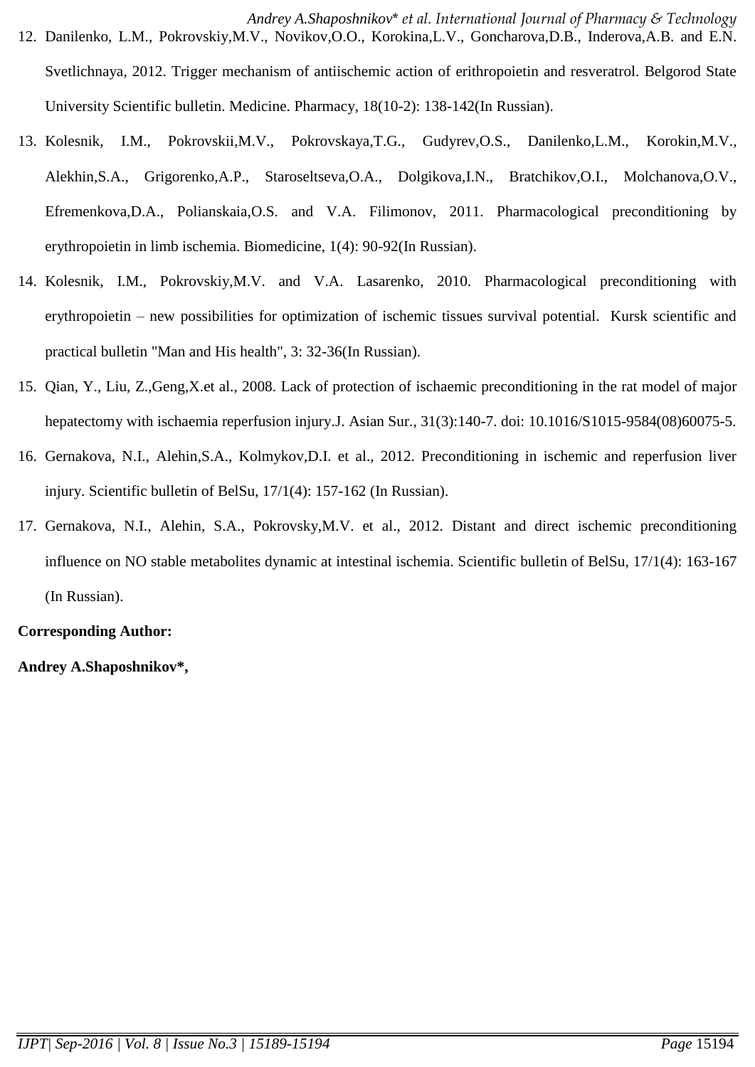12. Danilenko, L.M., Pokrovskiy,M.V., Novikov,O.O., Korokina,L.V., Goncharova,D.B., Inderova,A.B. and E.N. Svetlichnaya, 2012. Trigger mechanism of antiischemic action of erithropoietin and resveratrol. Belgorod State University Scientific bulletin. Medicine. Pharmacy, 18(10-2): 138-142(In Russian).
13. Kolesnik, I.M., Pokrovskii,M.V., Pokrovskaya,T.G., Gudyrev,O.S., Danilenko,L.M., Korokin,M.V., Alekhin,S.A., Grigorenko,A.P., Staroseltseva,O.A., Dolgikova,I.N., Bratchikov,O.I., Molchanova,O.V., Efremenkova,D.A., Polianskaia,O.S. and V.A. Filimonov, 2011. Pharmacological preconditioning by erythropoietin in limb ischemia. Biomedicine, 1(4): 90-92(In Russian).
14. Kolesnik, I.M., Pokrovskiy,M.V. and V.A. Lasarenko, 2010. Pharmacological preconditioning with erythropoietin – new possibilities for optimization of ischemic tissues survival potential. Kursk scientific and practical bulletin "Man and His health", 3: 32-36(In Russian).
15. Qian, Y., Liu, Z.,Geng,X.et al., 2008. Lack of protection of ischaemic preconditioning in the rat model of major hepatectomy with ischaemia reperfusion injury.J. Asian Sur., 31(3):140-7. doi: 10.1016/S1015-9584(08)60075-5.
16. Gernakova, N.I., Alehin,S.A., Kolmykov,D.I. et al., 2012. Preconditioning in ischemic and reperfusion liver injury. Scientific bulletin of BelSu, 17/1(4): 157-162 (In Russian).
17. Gernakova, N.I., Alehin, S.A., Pokrovsky,M.V. et al., 2012. Distant and direct ischemic preconditioning influence on NO stable metabolites dynamic at intestinal ischemia. Scientific bulletin of BelSu, 17/1(4): 163-167 (In Russian).

**Corresponding Author:**

**Andrey A.Shaposhnikov*,**